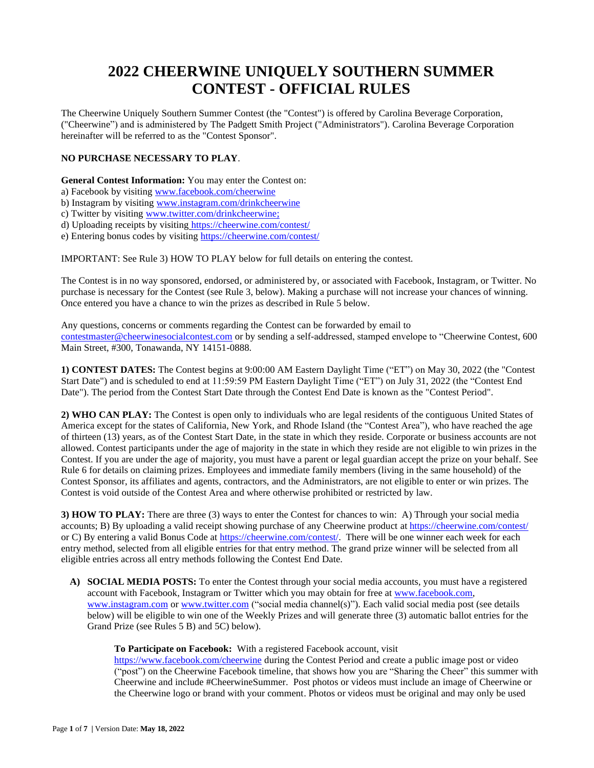# 2022 CHEERWINE UNIQUELY SOUTHERN SUMMER CONTEST - OFFICIAL RULES

The Cheerwine Uniquely Southern Summer Contest (the "Contest") is offered by Carolina Beverage Corporation, ("Cheerwine") and is administered by The Padgett Smith Project ("Administrators"). Carolina Beverage Corporation hereinafter will be referred to as the "Contest Sponsor".

**NO PURCHASE NECESSARY TO PLAY**.

**General Contest Information:** You may enter the Contest on:
a) Facebook by visiting www.facebook.com/cheerwine
b) Instagram by visiting www.instagram.com/drinkcheerwine
c) Twitter by visiting www.twitter.com/drinkcheerwine;
d) Uploading receipts by visiting https://cheerwine.com/contest/
e) Entering bonus codes by visiting https://cheerwine.com/contest/

IMPORTANT: See Rule 3) HOW TO PLAY below for full details on entering the contest.

The Contest is in no way sponsored, endorsed, or administered by, or associated with Facebook, Instagram, or Twitter. No purchase is necessary for the Contest (see Rule 3, below). Making a purchase will not increase your chances of winning. Once entered you have a chance to win the prizes as described in Rule 5 below.

Any questions, concerns or comments regarding the Contest can be forwarded by email to contestmaster@cheerwinesocialcontest.com or by sending a self-addressed, stamped envelope to "Cheerwine Contest, 600 Main Street, #300, Tonawanda, NY 14151-0888.

**1) CONTEST DATES:** The Contest begins at 9:00:00 AM Eastern Daylight Time ("ET") on May 30, 2022 (the "Contest Start Date") and is scheduled to end at 11:59:59 PM Eastern Daylight Time ("ET") on July 31, 2022 (the "Contest End Date"). The period from the Contest Start Date through the Contest End Date is known as the "Contest Period".

**2) WHO CAN PLAY:** The Contest is open only to individuals who are legal residents of the contiguous United States of America except for the states of California, New York, and Rhode Island (the "Contest Area"), who have reached the age of thirteen (13) years, as of the Contest Start Date, in the state in which they reside. Corporate or business accounts are not allowed. Contest participants under the age of majority in the state in which they reside are not eligible to win prizes in the Contest. If you are under the age of majority, you must have a parent or legal guardian accept the prize on your behalf. See Rule 6 for details on claiming prizes. Employees and immediate family members (living in the same household) of the Contest Sponsor, its affiliates and agents, contractors, and the Administrators, are not eligible to enter or win prizes. The Contest is void outside of the Contest Area and where otherwise prohibited or restricted by law.

**3) HOW TO PLAY:** There are three (3) ways to enter the Contest for chances to win: A) Through your social media accounts; B) By uploading a valid receipt showing purchase of any Cheerwine product at https://cheerwine.com/contest/ or C) By entering a valid Bonus Code at https://cheerwine.com/contest/. There will be one winner each week for each entry method, selected from all eligible entries for that entry method. The grand prize winner will be selected from all eligible entries across all entry methods following the Contest End Date.

**A) SOCIAL MEDIA POSTS:** To enter the Contest through your social media accounts, you must have a registered account with Facebook, Instagram or Twitter which you may obtain for free at www.facebook.com, www.instagram.com or www.twitter.com ("social media channel(s)"). Each valid social media post (see details below) will be eligible to win one of the Weekly Prizes and will generate three (3) automatic ballot entries for the Grand Prize (see Rules 5 B) and 5C) below).

**To Participate on Facebook:** With a registered Facebook account, visit https://www.facebook.com/cheerwine during the Contest Period and create a public image post or video ("post") on the Cheerwine Facebook timeline, that shows how you are "Sharing the Cheer" this summer with Cheerwine and include #CheerwineSummer. Post photos or videos must include an image of Cheerwine or the Cheerwine logo or brand with your comment. Photos or videos must be original and may only be used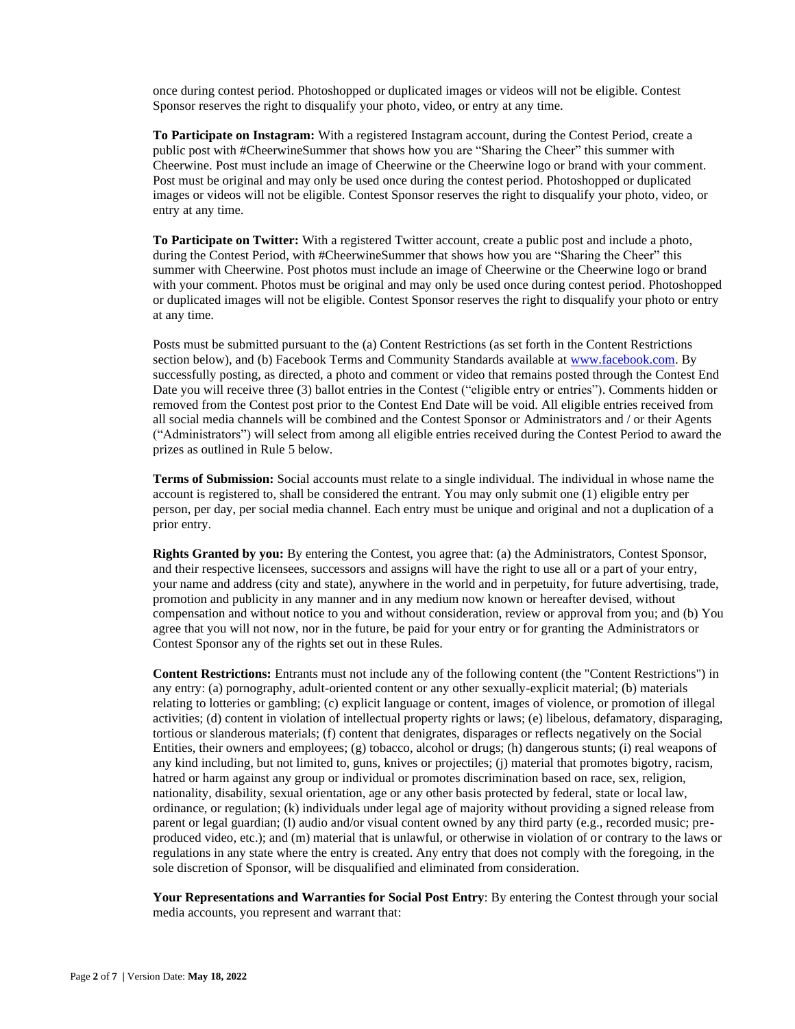once during contest period. Photoshopped or duplicated images or videos will not be eligible. Contest Sponsor reserves the right to disqualify your photo, video, or entry at any time.

**To Participate on Instagram:** With a registered Instagram account, during the Contest Period, create a public post with #CheerwineSummer that shows how you are "Sharing the Cheer" this summer with Cheerwine. Post must include an image of Cheerwine or the Cheerwine logo or brand with your comment. Post must be original and may only be used once during the contest period. Photoshopped or duplicated images or videos will not be eligible. Contest Sponsor reserves the right to disqualify your photo, video, or entry at any time.

**To Participate on Twitter:** With a registered Twitter account, create a public post and include a photo, during the Contest Period, with #CheerwineSummer that shows how you are "Sharing the Cheer" this summer with Cheerwine. Post photos must include an image of Cheerwine or the Cheerwine logo or brand with your comment. Photos must be original and may only be used once during contest period. Photoshopped or duplicated images will not be eligible. Contest Sponsor reserves the right to disqualify your photo or entry at any time.

Posts must be submitted pursuant to the (a) Content Restrictions (as set forth in the Content Restrictions section below), and (b) Facebook Terms and Community Standards available at [www.facebook.com](www.facebook.com). By successfully posting, as directed, a photo and comment or video that remains posted through the Contest End Date you will receive three (3) ballot entries in the Contest ("eligible entry or entries"). Comments hidden or removed from the Contest post prior to the Contest End Date will be void. All eligible entries received from all social media channels will be combined and the Contest Sponsor or Administrators and / or their Agents ("Administrators") will select from among all eligible entries received during the Contest Period to award the prizes as outlined in Rule 5 below.

**Terms of Submission:** Social accounts must relate to a single individual. The individual in whose name the account is registered to, shall be considered the entrant. You may only submit one (1) eligible entry per person, per day, per social media channel. Each entry must be unique and original and not a duplication of a prior entry.

**Rights Granted by you:** By entering the Contest, you agree that: (a) the Administrators, Contest Sponsor, and their respective licensees, successors and assigns will have the right to use all or a part of your entry, your name and address (city and state), anywhere in the world and in perpetuity, for future advertising, trade, promotion and publicity in any manner and in any medium now known or hereafter devised, without compensation and without notice to you and without consideration, review or approval from you; and (b) You agree that you will not now, nor in the future, be paid for your entry or for granting the Administrators or Contest Sponsor any of the rights set out in these Rules.

**Content Restrictions:** Entrants must not include any of the following content (the "Content Restrictions") in any entry: (a) pornography, adult-oriented content or any other sexually-explicit material; (b) materials relating to lotteries or gambling; (c) explicit language or content, images of violence, or promotion of illegal activities; (d) content in violation of intellectual property rights or laws; (e) libelous, defamatory, disparaging, tortious or slanderous materials; (f) content that denigrates, disparages or reflects negatively on the Social Entities, their owners and employees; (g) tobacco, alcohol or drugs; (h) dangerous stunts; (i) real weapons of any kind including, but not limited to, guns, knives or projectiles; (j) material that promotes bigotry, racism, hatred or harm against any group or individual or promotes discrimination based on race, sex, religion, nationality, disability, sexual orientation, age or any other basis protected by federal, state or local law, ordinance, or regulation; (k) individuals under legal age of majority without providing a signed release from parent or legal guardian; (l) audio and/or visual content owned by any third party (e.g., recorded music; pre-produced video, etc.); and (m) material that is unlawful, or otherwise in violation of or contrary to the laws or regulations in any state where the entry is created. Any entry that does not comply with the foregoing, in the sole discretion of Sponsor, will be disqualified and eliminated from consideration.

**Your Representations and Warranties for Social Post Entry**: By entering the Contest through your social media accounts, you represent and warrant that: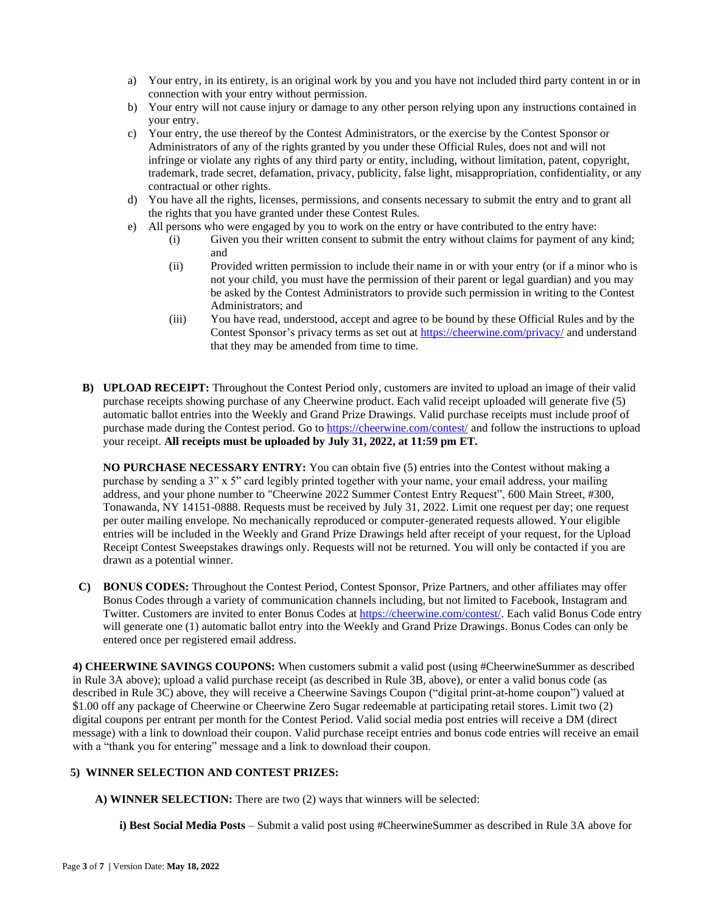a) Your entry, in its entirety, is an original work by you and you have not included third party content in or in connection with your entry without permission.
b) Your entry will not cause injury or damage to any other person relying upon any instructions contained in your entry.
c) Your entry, the use thereof by the Contest Administrators, or the exercise by the Contest Sponsor or Administrators of any of the rights granted by you under these Official Rules, does not and will not infringe or violate any rights of any third party or entity, including, without limitation, patent, copyright, trademark, trade secret, defamation, privacy, publicity, false light, misappropriation, confidentiality, or any contractual or other rights.
d) You have all the rights, licenses, permissions, and consents necessary to submit the entry and to grant all the rights that you have granted under these Contest Rules.
e) All persons who were engaged by you to work on the entry or have contributed to the entry have:
   (i) Given you their written consent to submit the entry without claims for payment of any kind; and
   (ii) Provided written permission to include their name in or with your entry (or if a minor who is not your child, you must have the permission of their parent or legal guardian) and you may be asked by the Contest Administrators to provide such permission in writing to the Contest Administrators; and
   (iii) You have read, understood, accept and agree to be bound by these Official Rules and by the Contest Sponsor's privacy terms as set out at https://cheerwine.com/privacy/ and understand that they may be amended from time to time.

**B) UPLOAD RECEIPT:** Throughout the Contest Period only, customers are invited to upload an image of their valid purchase receipts showing purchase of any Cheerwine product. Each valid receipt uploaded will generate five (5) automatic ballot entries into the Weekly and Grand Prize Drawings. Valid purchase receipts must include proof of purchase made during the Contest period. Go to https://cheerwine.com/contest/ and follow the instructions to upload your receipt. **All receipts must be uploaded by July 31, 2022, at 11:59 pm ET.**

**NO PURCHASE NECESSARY ENTRY:** You can obtain five (5) entries into the Contest without making a purchase by sending a 3" x 5" card legibly printed together with your name, your email address, your mailing address, and your phone number to "Cheerwine 2022 Summer Contest Entry Request", 600 Main Street, #300, Tonawanda, NY 14151-0888. Requests must be received by July 31, 2022. Limit one request per day; one request per outer mailing envelope. No mechanically reproduced or computer-generated requests allowed. Your eligible entries will be included in the Weekly and Grand Prize Drawings held after receipt of your request, for the Upload Receipt Contest Sweepstakes drawings only. Requests will not be returned. You will only be contacted if you are drawn as a potential winner.

**C) BONUS CODES:** Throughout the Contest Period, Contest Sponsor, Prize Partners, and other affiliates may offer Bonus Codes through a variety of communication channels including, but not limited to Facebook, Instagram and Twitter. Customers are invited to enter Bonus Codes at https://cheerwine.com/contest/. Each valid Bonus Code entry will generate one (1) automatic ballot entry into the Weekly and Grand Prize Drawings. Bonus Codes can only be entered once per registered email address.

**4) CHEERWINE SAVINGS COUPONS:** When customers submit a valid post (using #CheerwineSummer as described in Rule 3A above); upload a valid purchase receipt (as described in Rule 3B, above), or enter a valid bonus code (as described in Rule 3C) above, they will receive a Cheerwine Savings Coupon ("digital print-at-home coupon") valued at $1.00 off any package of Cheerwine or Cheerwine Zero Sugar redeemable at participating retail stores. Limit two (2) digital coupons per entrant per month for the Contest Period. Valid social media post entries will receive a DM (direct message) with a link to download their coupon. Valid purchase receipt entries and bonus code entries will receive an email with a "thank you for entering" message and a link to download their coupon.

**5) WINNER SELECTION AND CONTEST PRIZES:**

**A) WINNER SELECTION:** There are two (2) ways that winners will be selected:

**i) Best Social Media Posts** – Submit a valid post using #CheerwineSummer as described in Rule 3A above for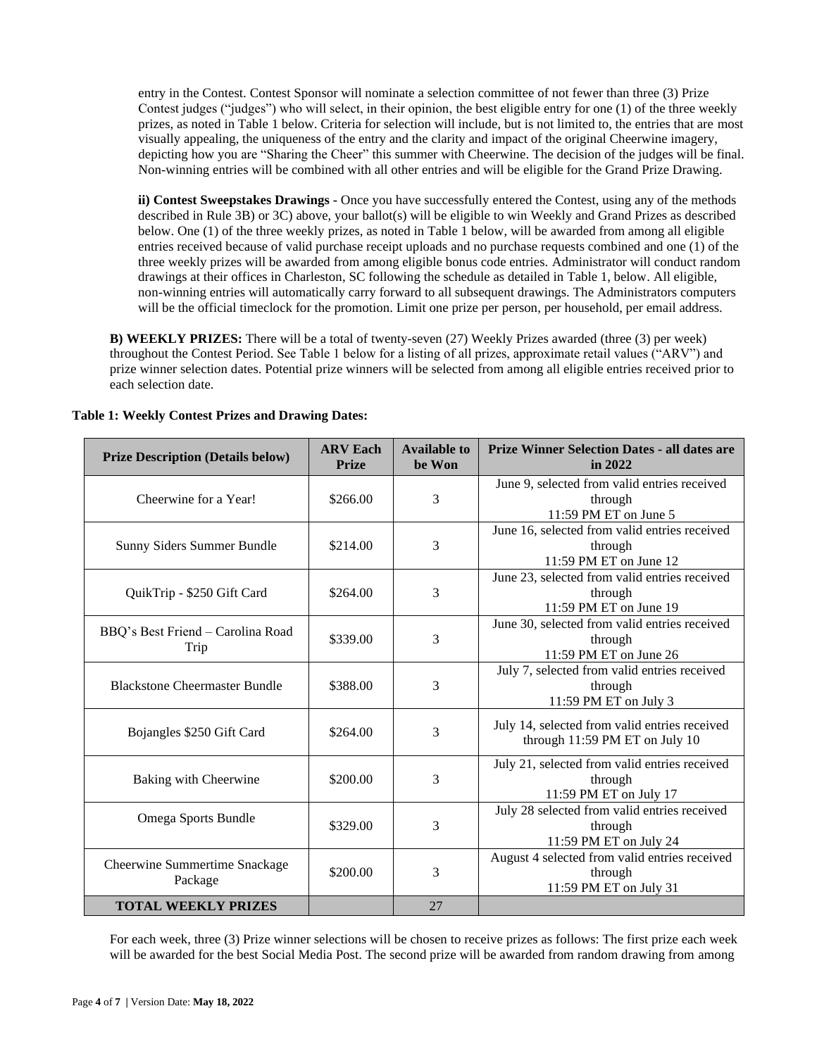entry in the Contest. Contest Sponsor will nominate a selection committee of not fewer than three (3) Prize Contest judges ("judges") who will select, in their opinion, the best eligible entry for one (1) of the three weekly prizes, as noted in Table 1 below. Criteria for selection will include, but is not limited to, the entries that are most visually appealing, the uniqueness of the entry and the clarity and impact of the original Cheerwine imagery, depicting how you are "Sharing the Cheer" this summer with Cheerwine. The decision of the judges will be final. Non-winning entries will be combined with all other entries and will be eligible for the Grand Prize Drawing.

**ii) Contest Sweepstakes Drawings -** Once you have successfully entered the Contest, using any of the methods described in Rule 3B) or 3C) above, your ballot(s) will be eligible to win Weekly and Grand Prizes as described below. One (1) of the three weekly prizes, as noted in Table 1 below, will be awarded from among all eligible entries received because of valid purchase receipt uploads and no purchase requests combined and one (1) of the three weekly prizes will be awarded from among eligible bonus code entries. Administrator will conduct random drawings at their offices in Charleston, SC following the schedule as detailed in Table 1, below. All eligible, non-winning entries will automatically carry forward to all subsequent drawings. The Administrators computers will be the official timeclock for the promotion. Limit one prize per person, per household, per email address.

**B) WEEKLY PRIZES:** There will be a total of twenty-seven (27) Weekly Prizes awarded (three (3) per week) throughout the Contest Period. See Table 1 below for a listing of all prizes, approximate retail values ("ARV") and prize winner selection dates. Potential prize winners will be selected from among all eligible entries received prior to each selection date.

**Table 1: Weekly Contest Prizes and Drawing Dates:**

| Prize Description (Details below) | ARV Each Prize | Available to be Won | Prize Winner Selection Dates - all dates are in 2022 |
|---|---|---|---|
| Cheerwine for a Year! | $266.00 | 3 | June 9, selected from valid entries received through 11:59 PM ET on June 5 |
| Sunny Siders Summer Bundle | $214.00 | 3 | June 16, selected from valid entries received through 11:59 PM ET on June 12 |
| QuikTrip - $250 Gift Card | $264.00 | 3 | June 23, selected from valid entries received through 11:59 PM ET on June 19 |
| BBQ's Best Friend – Carolina Road Trip | $339.00 | 3 | June 30, selected from valid entries received through 11:59 PM ET on June 26 |
| Blackstone Cheermaster Bundle | $388.00 | 3 | July 7, selected from valid entries received through 11:59 PM ET on July 3 |
| Bojangles $250 Gift Card | $264.00 | 3 | July 14, selected from valid entries received through 11:59 PM ET on July 10 |
| Baking with Cheerwine | $200.00 | 3 | July 21, selected from valid entries received through 11:59 PM ET on July 17 |
| Omega Sports Bundle | $329.00 | 3 | July 28 selected from valid entries received through 11:59 PM ET on July 24 |
| Cheerwine Summertime Snackage Package | $200.00 | 3 | August 4 selected from valid entries received through 11:59 PM ET on July 31 |
| **TOTAL WEEKLY PRIZES** | | 27 | |

For each week, three (3) Prize winner selections will be chosen to receive prizes as follows: The first prize each week will be awarded for the best Social Media Post. The second prize will be awarded from random drawing from among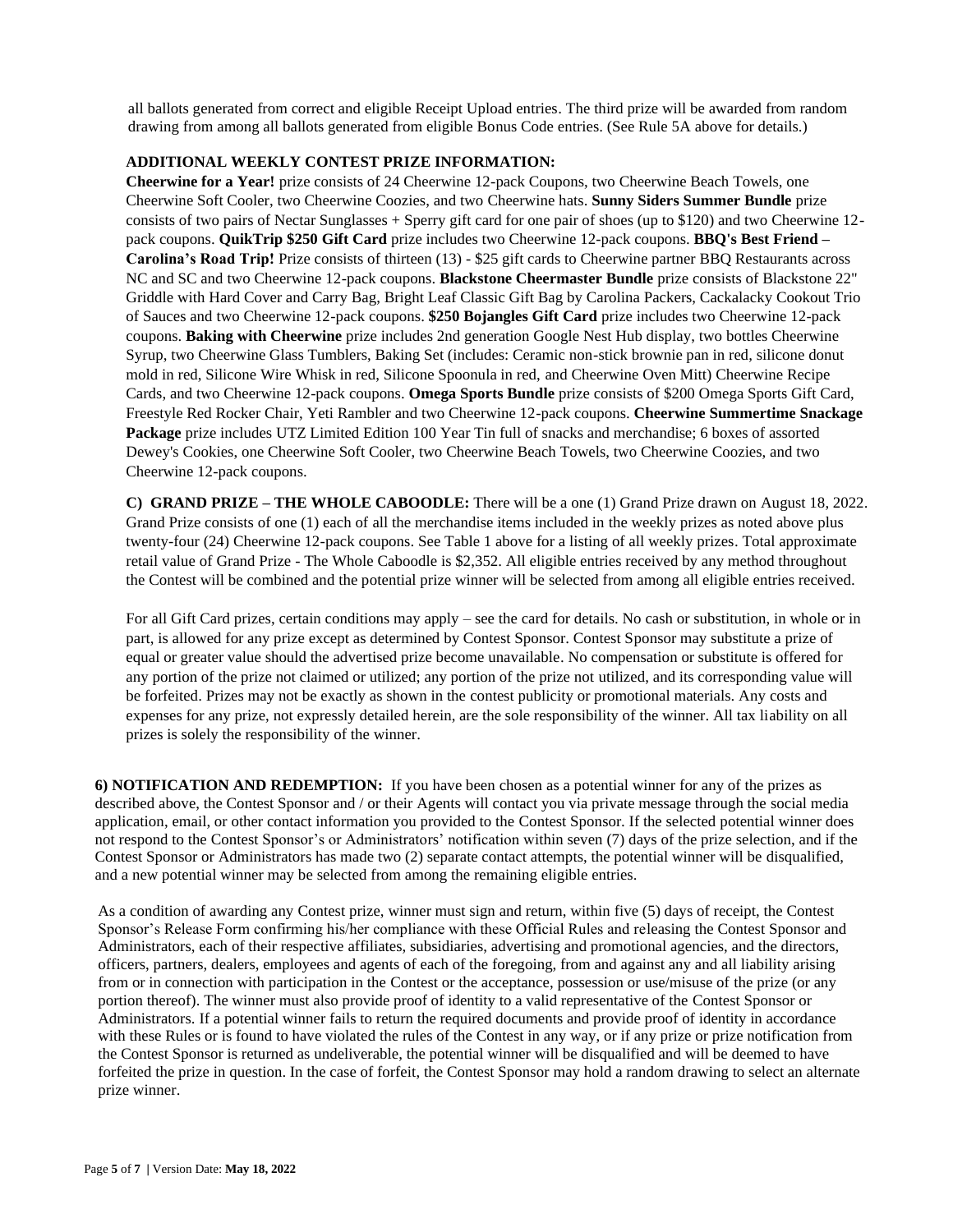all ballots generated from correct and eligible Receipt Upload entries. The third prize will be awarded from random drawing from among all ballots generated from eligible Bonus Code entries. (See Rule 5A above for details.)

**ADDITIONAL WEEKLY CONTEST PRIZE INFORMATION:**

**Cheerwine for a Year!** prize consists of 24 Cheerwine 12-pack Coupons, two Cheerwine Beach Towels, one Cheerwine Soft Cooler, two Cheerwine Coozies, and two Cheerwine hats. **Sunny Siders Summer Bundle** prize consists of two pairs of Nectar Sunglasses + Sperry gift card for one pair of shoes (up to $120) and two Cheerwine 12-pack coupons. **QuikTrip $250 Gift Card** prize includes two Cheerwine 12-pack coupons. **BBQ's Best Friend – Carolina's Road Trip!** Prize consists of thirteen (13) - $25 gift cards to Cheerwine partner BBQ Restaurants across NC and SC and two Cheerwine 12-pack coupons. **Blackstone Cheermaster Bundle** prize consists of Blackstone 22" Griddle with Hard Cover and Carry Bag, Bright Leaf Classic Gift Bag by Carolina Packers, Cackalacky Cookout Trio of Sauces and two Cheerwine 12-pack coupons. **$250 Bojangles Gift Card** prize includes two Cheerwine 12-pack coupons. **Baking with Cheerwine** prize includes 2nd generation Google Nest Hub display, two bottles Cheerwine Syrup, two Cheerwine Glass Tumblers, Baking Set (includes: Ceramic non-stick brownie pan in red, silicone donut mold in red, Silicone Wire Whisk in red, Silicone Spoonula in red, and Cheerwine Oven Mitt) Cheerwine Recipe Cards, and two Cheerwine 12-pack coupons. **Omega Sports Bundle** prize consists of $200 Omega Sports Gift Card, Freestyle Red Rocker Chair, Yeti Rambler and two Cheerwine 12-pack coupons. **Cheerwine Summertime Snackage Package** prize includes UTZ Limited Edition 100 Year Tin full of snacks and merchandise; 6 boxes of assorted Dewey's Cookies, one Cheerwine Soft Cooler, two Cheerwine Beach Towels, two Cheerwine Coozies, and two Cheerwine 12-pack coupons.

**C) GRAND PRIZE – THE WHOLE CABOODLE:** There will be a one (1) Grand Prize drawn on August 18, 2022. Grand Prize consists of one (1) each of all the merchandise items included in the weekly prizes as noted above plus twenty-four (24) Cheerwine 12-pack coupons. See Table 1 above for a listing of all weekly prizes. Total approximate retail value of Grand Prize - The Whole Caboodle is $2,352. All eligible entries received by any method throughout the Contest will be combined and the potential prize winner will be selected from among all eligible entries received.

For all Gift Card prizes, certain conditions may apply – see the card for details. No cash or substitution, in whole or in part, is allowed for any prize except as determined by Contest Sponsor. Contest Sponsor may substitute a prize of equal or greater value should the advertised prize become unavailable. No compensation or substitute is offered for any portion of the prize not claimed or utilized; any portion of the prize not utilized, and its corresponding value will be forfeited. Prizes may not be exactly as shown in the contest publicity or promotional materials. Any costs and expenses for any prize, not expressly detailed herein, are the sole responsibility of the winner. All tax liability on all prizes is solely the responsibility of the winner.

**6) NOTIFICATION AND REDEMPTION:** If you have been chosen as a potential winner for any of the prizes as described above, the Contest Sponsor and / or their Agents will contact you via private message through the social media application, email, or other contact information you provided to the Contest Sponsor. If the selected potential winner does not respond to the Contest Sponsor's or Administrators' notification within seven (7) days of the prize selection, and if the Contest Sponsor or Administrators has made two (2) separate contact attempts, the potential winner will be disqualified, and a new potential winner may be selected from among the remaining eligible entries.

As a condition of awarding any Contest prize, winner must sign and return, within five (5) days of receipt, the Contest Sponsor's Release Form confirming his/her compliance with these Official Rules and releasing the Contest Sponsor and Administrators, each of their respective affiliates, subsidiaries, advertising and promotional agencies, and the directors, officers, partners, dealers, employees and agents of each of the foregoing, from and against any and all liability arising from or in connection with participation in the Contest or the acceptance, possession or use/misuse of the prize (or any portion thereof). The winner must also provide proof of identity to a valid representative of the Contest Sponsor or Administrators. If a potential winner fails to return the required documents and provide proof of identity in accordance with these Rules or is found to have violated the rules of the Contest in any way, or if any prize or prize notification from the Contest Sponsor is returned as undeliverable, the potential winner will be disqualified and will be deemed to have forfeited the prize in question. In the case of forfeit, the Contest Sponsor may hold a random drawing to select an alternate prize winner.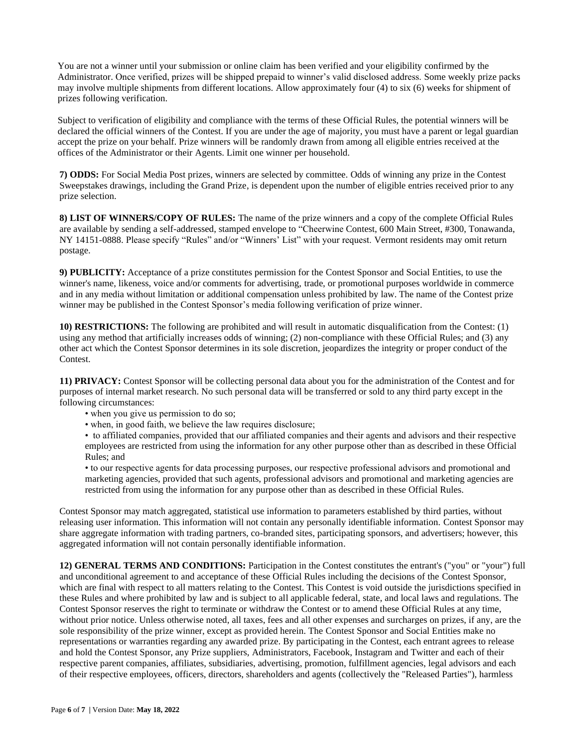You are not a winner until your submission or online claim has been verified and your eligibility confirmed by the Administrator. Once verified, prizes will be shipped prepaid to winner's valid disclosed address. Some weekly prize packs may involve multiple shipments from different locations. Allow approximately four (4) to six (6) weeks for shipment of prizes following verification.

Subject to verification of eligibility and compliance with the terms of these Official Rules, the potential winners will be declared the official winners of the Contest. If you are under the age of majority, you must have a parent or legal guardian accept the prize on your behalf. Prize winners will be randomly drawn from among all eligible entries received at the offices of the Administrator or their Agents. Limit one winner per household.

**7) ODDS:** For Social Media Post prizes, winners are selected by committee. Odds of winning any prize in the Contest Sweepstakes drawings, including the Grand Prize, is dependent upon the number of eligible entries received prior to any prize selection.

**8) LIST OF WINNERS/COPY OF RULES:** The name of the prize winners and a copy of the complete Official Rules are available by sending a self-addressed, stamped envelope to "Cheerwine Contest, 600 Main Street, #300, Tonawanda, NY 14151-0888. Please specify "Rules" and/or "Winners' List" with your request. Vermont residents may omit return postage.

**9) PUBLICITY:** Acceptance of a prize constitutes permission for the Contest Sponsor and Social Entities, to use the winner's name, likeness, voice and/or comments for advertising, trade, or promotional purposes worldwide in commerce and in any media without limitation or additional compensation unless prohibited by law. The name of the Contest prize winner may be published in the Contest Sponsor's media following verification of prize winner.

**10) RESTRICTIONS:** The following are prohibited and will result in automatic disqualification from the Contest: (1) using any method that artificially increases odds of winning; (2) non-compliance with these Official Rules; and (3) any other act which the Contest Sponsor determines in its sole discretion, jeopardizes the integrity or proper conduct of the Contest.

**11) PRIVACY:** Contest Sponsor will be collecting personal data about you for the administration of the Contest and for purposes of internal market research. No such personal data will be transferred or sold to any third party except in the following circumstances:

- when you give us permission to do so;
- when, in good faith, we believe the law requires disclosure;
- to affiliated companies, provided that our affiliated companies and their agents and advisors and their respective employees are restricted from using the information for any other purpose other than as described in these Official Rules; and
- to our respective agents for data processing purposes, our respective professional advisors and promotional and marketing agencies, provided that such agents, professional advisors and promotional and marketing agencies are restricted from using the information for any purpose other than as described in these Official Rules.

Contest Sponsor may match aggregated, statistical use information to parameters established by third parties, without releasing user information. This information will not contain any personally identifiable information. Contest Sponsor may share aggregate information with trading partners, co-branded sites, participating sponsors, and advertisers; however, this aggregated information will not contain personally identifiable information.

**12) GENERAL TERMS AND CONDITIONS:** Participation in the Contest constitutes the entrant's ("you" or "your") full and unconditional agreement to and acceptance of these Official Rules including the decisions of the Contest Sponsor, which are final with respect to all matters relating to the Contest. This Contest is void outside the jurisdictions specified in these Rules and where prohibited by law and is subject to all applicable federal, state, and local laws and regulations. The Contest Sponsor reserves the right to terminate or withdraw the Contest or to amend these Official Rules at any time, without prior notice. Unless otherwise noted, all taxes, fees and all other expenses and surcharges on prizes, if any, are the sole responsibility of the prize winner, except as provided herein. The Contest Sponsor and Social Entities make no representations or warranties regarding any awarded prize. By participating in the Contest, each entrant agrees to release and hold the Contest Sponsor, any Prize suppliers, Administrators, Facebook, Instagram and Twitter and each of their respective parent companies, affiliates, subsidiaries, advertising, promotion, fulfillment agencies, legal advisors and each of their respective employees, officers, directors, shareholders and agents (collectively the "Released Parties"), harmless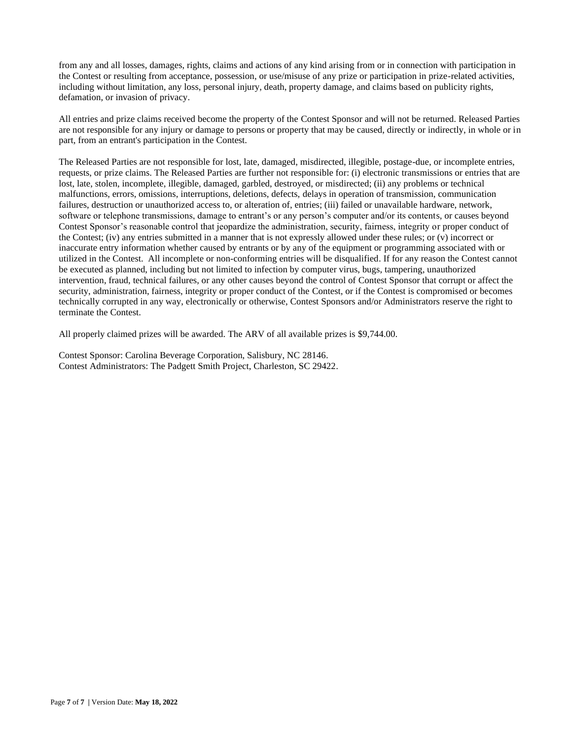from any and all losses, damages, rights, claims and actions of any kind arising from or in connection with participation in the Contest or resulting from acceptance, possession, or use/misuse of any prize or participation in prize-related activities, including without limitation, any loss, personal injury, death, property damage, and claims based on publicity rights, defamation, or invasion of privacy.

All entries and prize claims received become the property of the Contest Sponsor and will not be returned. Released Parties are not responsible for any injury or damage to persons or property that may be caused, directly or indirectly, in whole or in part, from an entrant's participation in the Contest.

The Released Parties are not responsible for lost, late, damaged, misdirected, illegible, postage-due, or incomplete entries, requests, or prize claims. The Released Parties are further not responsible for: (i) electronic transmissions or entries that are lost, late, stolen, incomplete, illegible, damaged, garbled, destroyed, or misdirected; (ii) any problems or technical malfunctions, errors, omissions, interruptions, deletions, defects, delays in operation of transmission, communication failures, destruction or unauthorized access to, or alteration of, entries; (iii) failed or unavailable hardware, network, software or telephone transmissions, damage to entrant's or any person's computer and/or its contents, or causes beyond Contest Sponsor's reasonable control that jeopardize the administration, security, fairness, integrity or proper conduct of the Contest; (iv) any entries submitted in a manner that is not expressly allowed under these rules; or (v) incorrect or inaccurate entry information whether caused by entrants or by any of the equipment or programming associated with or utilized in the Contest. All incomplete or non-conforming entries will be disqualified. If for any reason the Contest cannot be executed as planned, including but not limited to infection by computer virus, bugs, tampering, unauthorized intervention, fraud, technical failures, or any other causes beyond the control of Contest Sponsor that corrupt or affect the security, administration, fairness, integrity or proper conduct of the Contest, or if the Contest is compromised or becomes technically corrupted in any way, electronically or otherwise, Contest Sponsors and/or Administrators reserve the right to terminate the Contest.

All properly claimed prizes will be awarded. The ARV of all available prizes is $9,744.00.

Contest Sponsor: Carolina Beverage Corporation, Salisbury, NC 28146.
Contest Administrators: The Padgett Smith Project, Charleston, SC 29422.